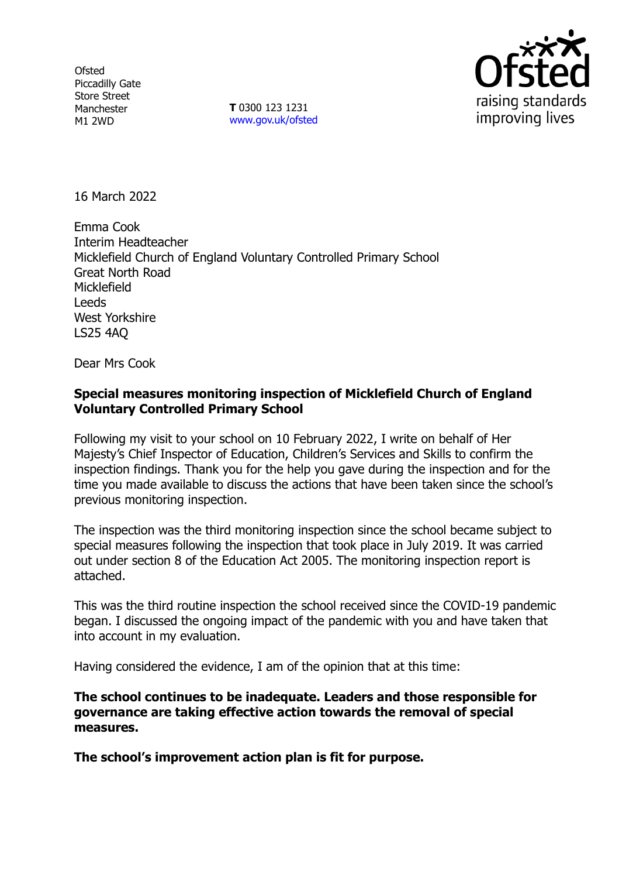Ofsted
Piccadilly Gate
Store Street
Manchester
M1 2WD

**T** 0300 123 1231
www.gov.uk/ofsted

16 March 2022

Emma Cook
Interim Headteacher
Micklefield Church of England Voluntary Controlled Primary School
Great North Road
Micklefield
Leeds
West Yorkshire
LS25 4AQ

Dear Mrs Cook

**Special measures monitoring inspection of Micklefield Church of England Voluntary Controlled Primary School**

Following my visit to your school on 10 February 2022, I write on behalf of Her Majesty's Chief Inspector of Education, Children's Services and Skills to confirm the inspection findings. Thank you for the help you gave during the inspection and for the time you made available to discuss the actions that have been taken since the school's previous monitoring inspection.

The inspection was the third monitoring inspection since the school became subject to special measures following the inspection that took place in July 2019. It was carried out under section 8 of the Education Act 2005. The monitoring inspection report is attached.

This was the third routine inspection the school received since the COVID-19 pandemic began. I discussed the ongoing impact of the pandemic with you and have taken that into account in my evaluation.

Having considered the evidence, I am of the opinion that at this time:

**The school continues to be inadequate. Leaders and those responsible for governance are taking effective action towards the removal of special measures.**

**The school's improvement action plan is fit for purpose.**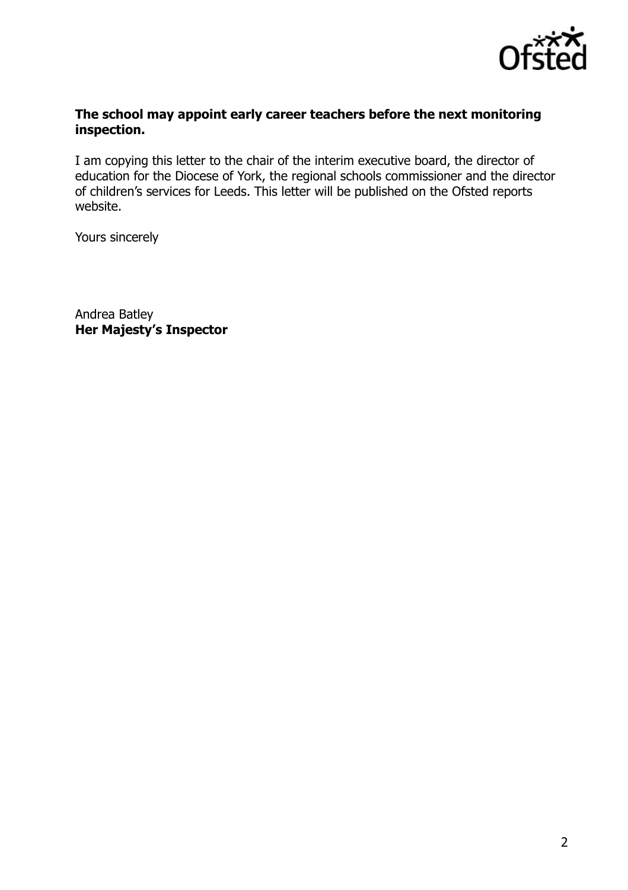**The school may appoint early career teachers before the next monitoring inspection.**

I am copying this letter to the chair of the interim executive board, the director of education for the Diocese of York, the regional schools commissioner and the director of children's services for Leeds. This letter will be published on the Ofsted reports website.

Yours sincerely

Andrea Batley
**Her Majesty's Inspector**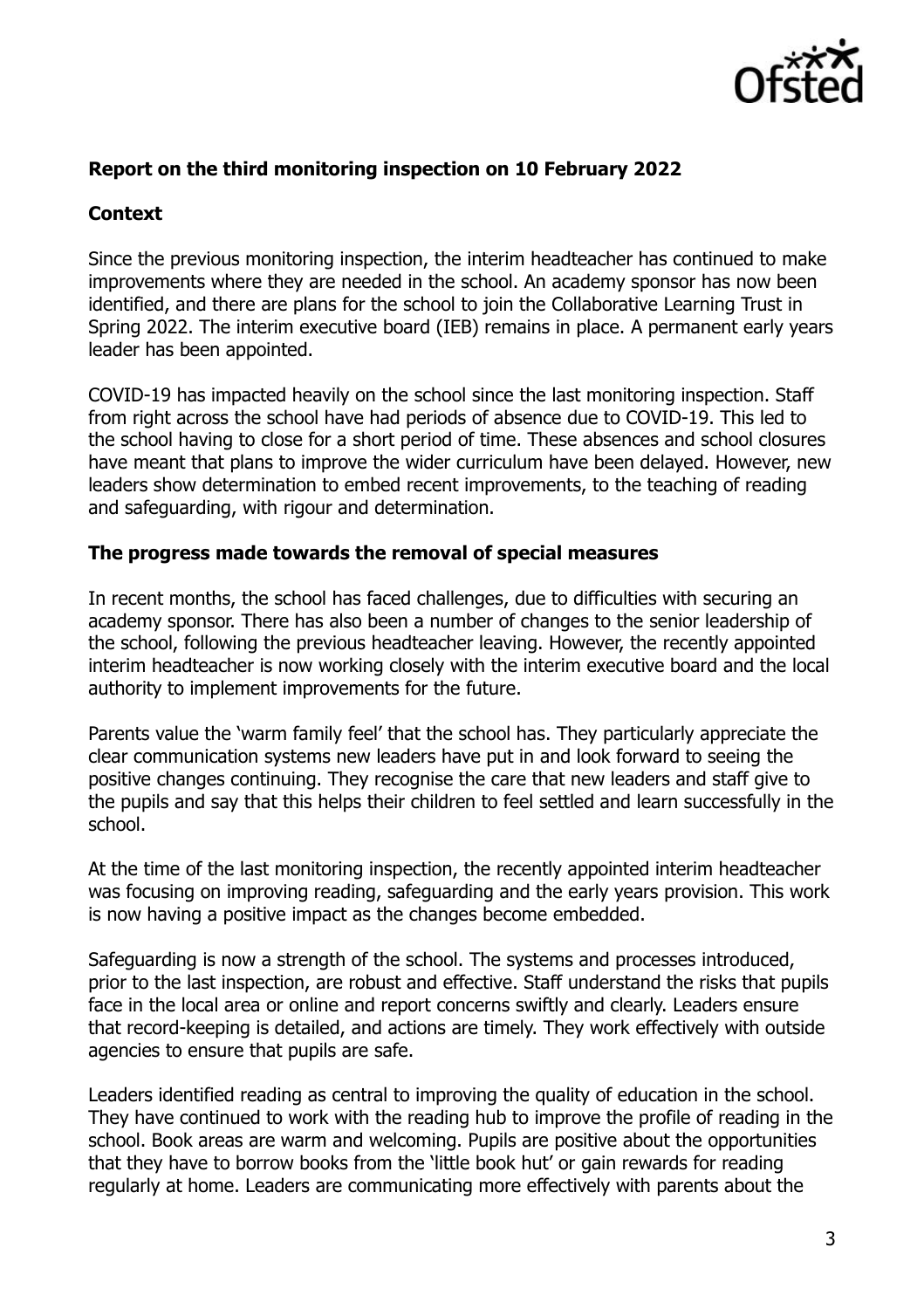**Report on the third monitoring inspection on 10 February 2022**

**Context**

Since the previous monitoring inspection, the interim headteacher has continued to make improvements where they are needed in the school. An academy sponsor has now been identified, and there are plans for the school to join the Collaborative Learning Trust in Spring 2022. The interim executive board (IEB) remains in place. A permanent early years leader has been appointed.

COVID-19 has impacted heavily on the school since the last monitoring inspection. Staff from right across the school have had periods of absence due to COVID-19. This led to the school having to close for a short period of time. These absences and school closures have meant that plans to improve the wider curriculum have been delayed. However, new leaders show determination to embed recent improvements, to the teaching of reading and safeguarding, with rigour and determination.

**The progress made towards the removal of special measures**

In recent months, the school has faced challenges, due to difficulties with securing an academy sponsor. There has also been a number of changes to the senior leadership of the school, following the previous headteacher leaving. However, the recently appointed interim headteacher is now working closely with the interim executive board and the local authority to implement improvements for the future.

Parents value the 'warm family feel' that the school has. They particularly appreciate the clear communication systems new leaders have put in and look forward to seeing the positive changes continuing. They recognise the care that new leaders and staff give to the pupils and say that this helps their children to feel settled and learn successfully in the school.

At the time of the last monitoring inspection, the recently appointed interim headteacher was focusing on improving reading, safeguarding and the early years provision. This work is now having a positive impact as the changes become embedded.

Safeguarding is now a strength of the school. The systems and processes introduced, prior to the last inspection, are robust and effective. Staff understand the risks that pupils face in the local area or online and report concerns swiftly and clearly. Leaders ensure that record-keeping is detailed, and actions are timely. They work effectively with outside agencies to ensure that pupils are safe.

Leaders identified reading as central to improving the quality of education in the school. They have continued to work with the reading hub to improve the profile of reading in the school. Book areas are warm and welcoming. Pupils are positive about the opportunities that they have to borrow books from the 'little book hut' or gain rewards for reading regularly at home. Leaders are communicating more effectively with parents about the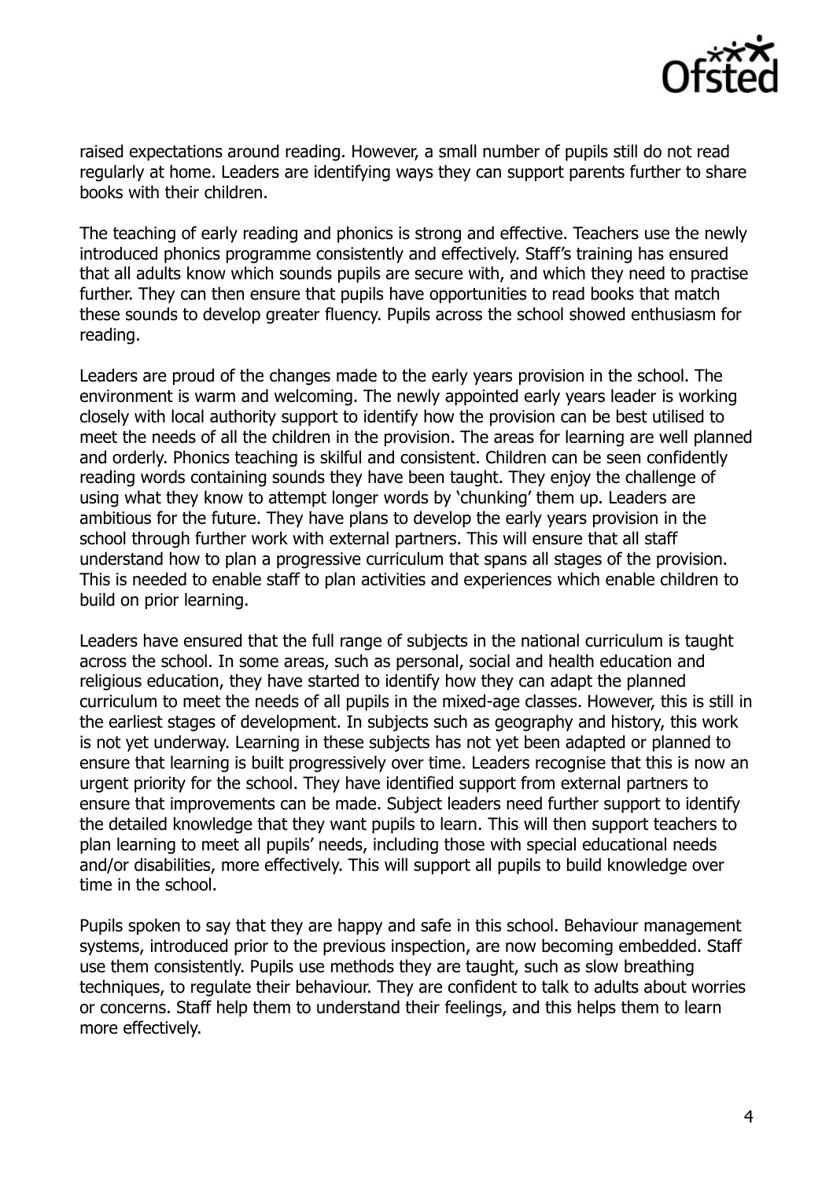raised expectations around reading. However, a small number of pupils still do not read regularly at home. Leaders are identifying ways they can support parents further to share books with their children.

The teaching of early reading and phonics is strong and effective. Teachers use the newly introduced phonics programme consistently and effectively. Staff's training has ensured that all adults know which sounds pupils are secure with, and which they need to practise further. They can then ensure that pupils have opportunities to read books that match these sounds to develop greater fluency. Pupils across the school showed enthusiasm for reading.

Leaders are proud of the changes made to the early years provision in the school. The environment is warm and welcoming. The newly appointed early years leader is working closely with local authority support to identify how the provision can be best utilised to meet the needs of all the children in the provision. The areas for learning are well planned and orderly. Phonics teaching is skilful and consistent. Children can be seen confidently reading words containing sounds they have been taught. They enjoy the challenge of using what they know to attempt longer words by 'chunking' them up. Leaders are ambitious for the future. They have plans to develop the early years provision in the school through further work with external partners. This will ensure that all staff understand how to plan a progressive curriculum that spans all stages of the provision. This is needed to enable staff to plan activities and experiences which enable children to build on prior learning.

Leaders have ensured that the full range of subjects in the national curriculum is taught across the school. In some areas, such as personal, social and health education and religious education, they have started to identify how they can adapt the planned curriculum to meet the needs of all pupils in the mixed-age classes. However, this is still in the earliest stages of development. In subjects such as geography and history, this work is not yet underway. Learning in these subjects has not yet been adapted or planned to ensure that learning is built progressively over time. Leaders recognise that this is now an urgent priority for the school. They have identified support from external partners to ensure that improvements can be made. Subject leaders need further support to identify the detailed knowledge that they want pupils to learn. This will then support teachers to plan learning to meet all pupils' needs, including those with special educational needs and/or disabilities, more effectively. This will support all pupils to build knowledge over time in the school.

Pupils spoken to say that they are happy and safe in this school. Behaviour management systems, introduced prior to the previous inspection, are now becoming embedded. Staff use them consistently. Pupils use methods they are taught, such as slow breathing techniques, to regulate their behaviour. They are confident to talk to adults about worries or concerns. Staff help them to understand their feelings, and this helps them to learn more effectively.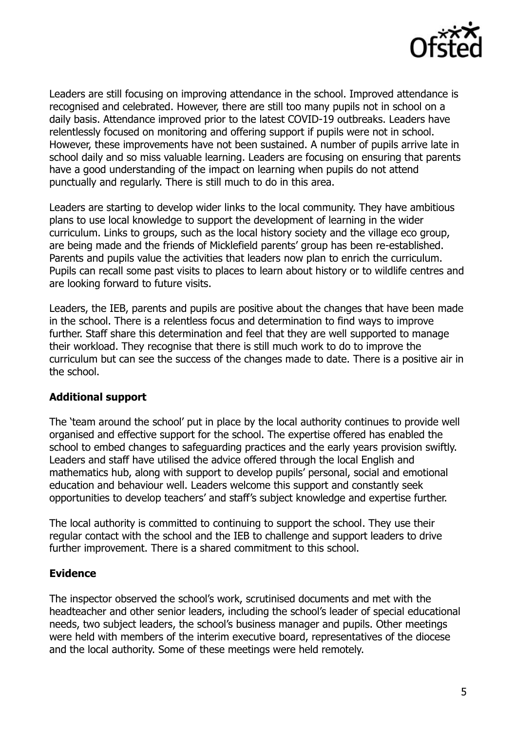Leaders are still focusing on improving attendance in the school. Improved attendance is recognised and celebrated. However, there are still too many pupils not in school on a daily basis. Attendance improved prior to the latest COVID-19 outbreaks. Leaders have relentlessly focused on monitoring and offering support if pupils were not in school. However, these improvements have not been sustained. A number of pupils arrive late in school daily and so miss valuable learning. Leaders are focusing on ensuring that parents have a good understanding of the impact on learning when pupils do not attend punctually and regularly. There is still much to do in this area.

Leaders are starting to develop wider links to the local community. They have ambitious plans to use local knowledge to support the development of learning in the wider curriculum. Links to groups, such as the local history society and the village eco group, are being made and the friends of Micklefield parents' group has been re-established. Parents and pupils value the activities that leaders now plan to enrich the curriculum. Pupils can recall some past visits to places to learn about history or to wildlife centres and are looking forward to future visits.

Leaders, the IEB, parents and pupils are positive about the changes that have been made in the school. There is a relentless focus and determination to find ways to improve further. Staff share this determination and feel that they are well supported to manage their workload. They recognise that there is still much work to do to improve the curriculum but can see the success of the changes made to date. There is a positive air in the school.

**Additional support**

The 'team around the school' put in place by the local authority continues to provide well organised and effective support for the school. The expertise offered has enabled the school to embed changes to safeguarding practices and the early years provision swiftly. Leaders and staff have utilised the advice offered through the local English and mathematics hub, along with support to develop pupils' personal, social and emotional education and behaviour well. Leaders welcome this support and constantly seek opportunities to develop teachers' and staff's subject knowledge and expertise further.

The local authority is committed to continuing to support the school. They use their regular contact with the school and the IEB to challenge and support leaders to drive further improvement. There is a shared commitment to this school.

**Evidence**

The inspector observed the school's work, scrutinised documents and met with the headteacher and other senior leaders, including the school's leader of special educational needs, two subject leaders, the school's business manager and pupils. Other meetings were held with members of the interim executive board, representatives of the diocese and the local authority. Some of these meetings were held remotely.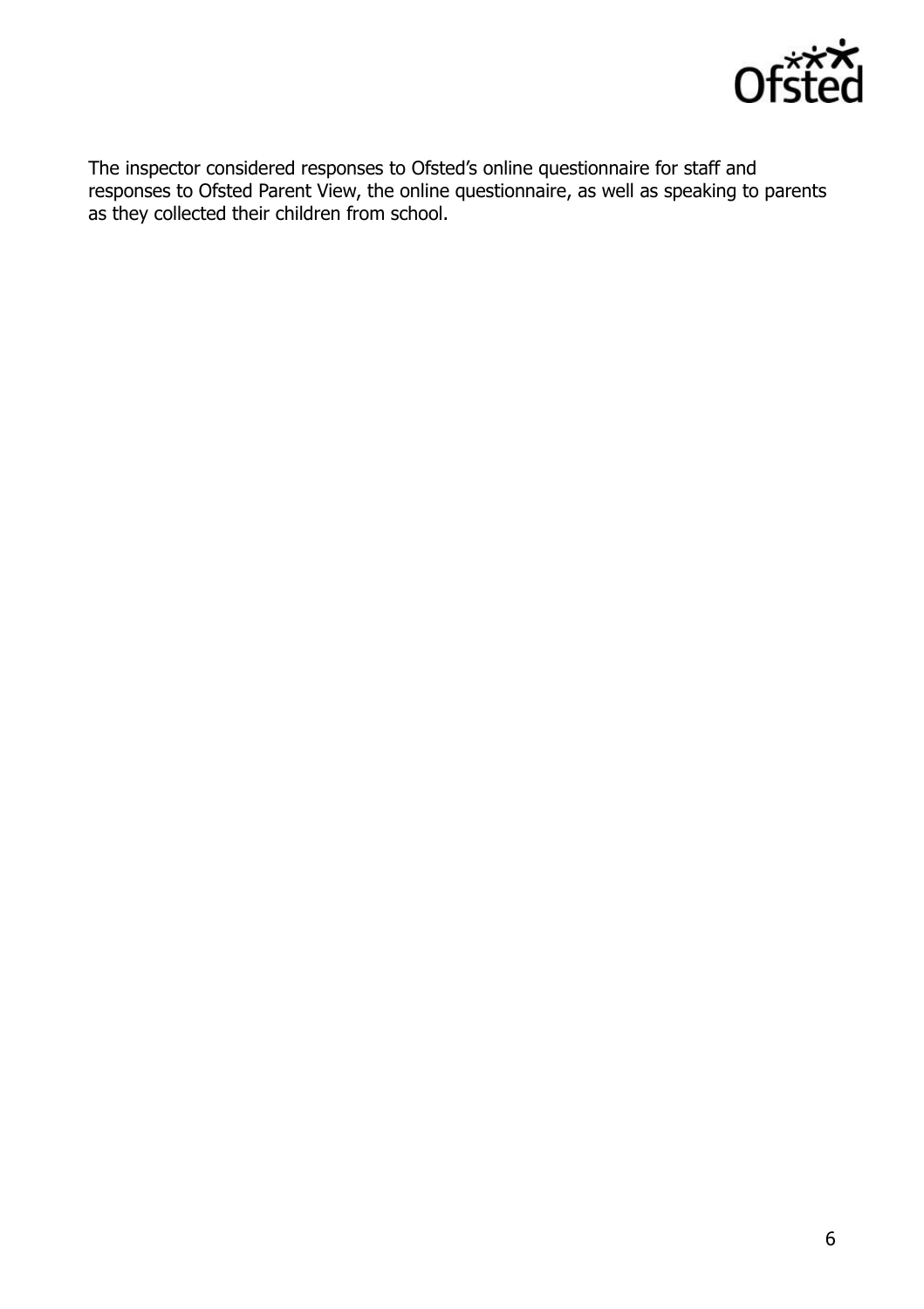The inspector considered responses to Ofsted's online questionnaire for staff and responses to Ofsted Parent View, the online questionnaire, as well as speaking to parents as they collected their children from school.